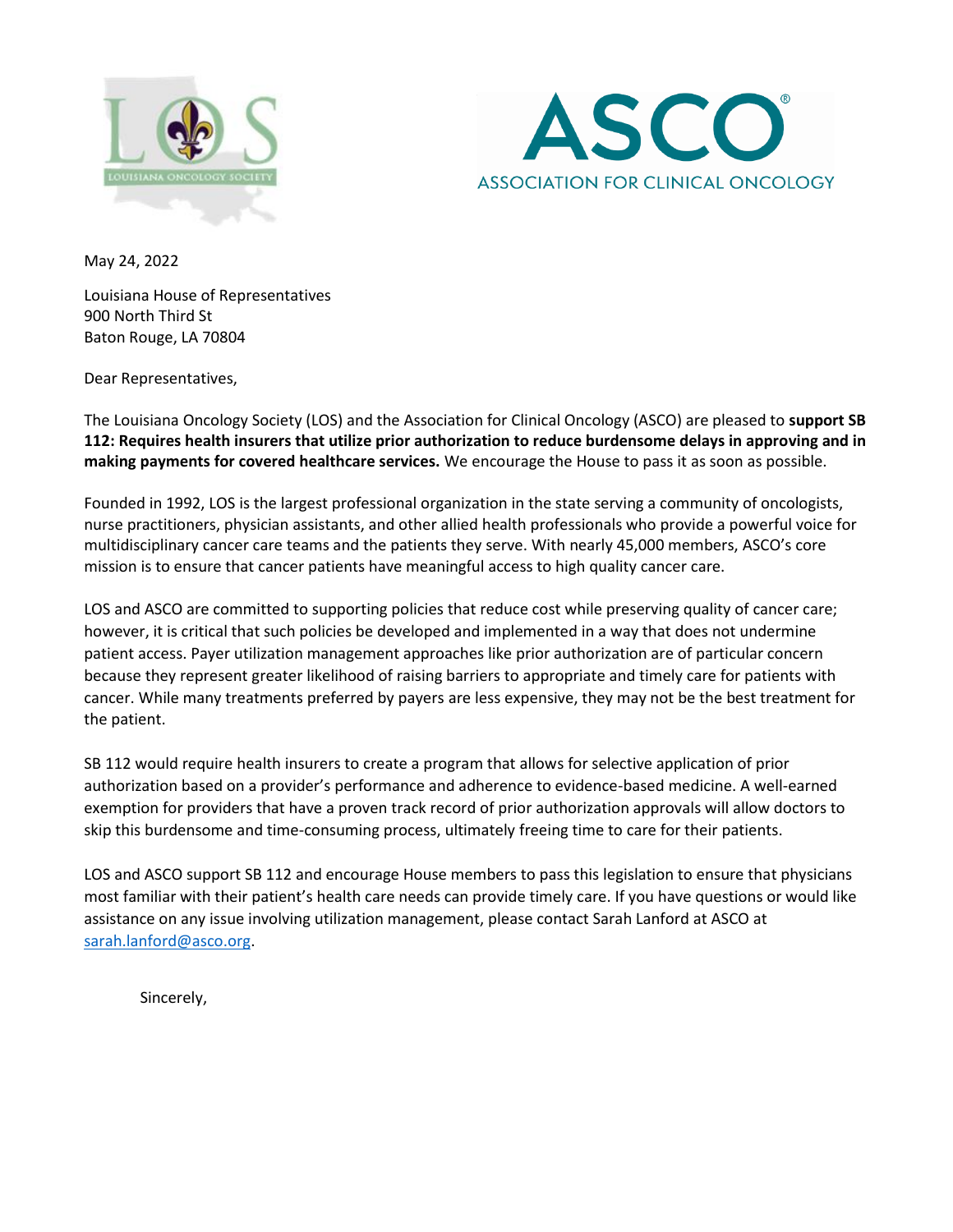LOUISIANA ONCOLOGY SOCIETY

ASCO®
ASSOCIATION FOR CLINICAL ONCOLOGY

May 24, 2022

Louisiana House of Representatives
900 North Third St
Baton Rouge, LA 70804

Dear Representatives,

The Louisiana Oncology Society (LOS) and the Association for Clinical Oncology (ASCO) are pleased to **support SB 112: Requires health insurers that utilize prior authorization to reduce burdensome delays in approving and in making payments for covered healthcare services.** We encourage the House to pass it as soon as possible.

Founded in 1992, LOS is the largest professional organization in the state serving a community of oncologists, nurse practitioners, physician assistants, and other allied health professionals who provide a powerful voice for multidisciplinary cancer care teams and the patients they serve. With nearly 45,000 members, ASCO's core mission is to ensure that cancer patients have meaningful access to high quality cancer care.

LOS and ASCO are committed to supporting policies that reduce cost while preserving quality of cancer care; however, it is critical that such policies be developed and implemented in a way that does not undermine patient access. Payer utilization management approaches like prior authorization are of particular concern because they represent greater likelihood of raising barriers to appropriate and timely care for patients with cancer. While many treatments preferred by payers are less expensive, they may not be the best treatment for the patient.

SB 112 would require health insurers to create a program that allows for selective application of prior authorization based on a provider's performance and adherence to evidence-based medicine. A well-earned exemption for providers that have a proven track record of prior authorization approvals will allow doctors to skip this burdensome and time-consuming process, ultimately freeing time to care for their patients.

LOS and ASCO support SB 112 and encourage House members to pass this legislation to ensure that physicians most familiar with their patient's health care needs can provide timely care. If you have questions or would like assistance on any issue involving utilization management, please contact Sarah Lanford at ASCO at sarah.lanford@asco.org.

Sincerely,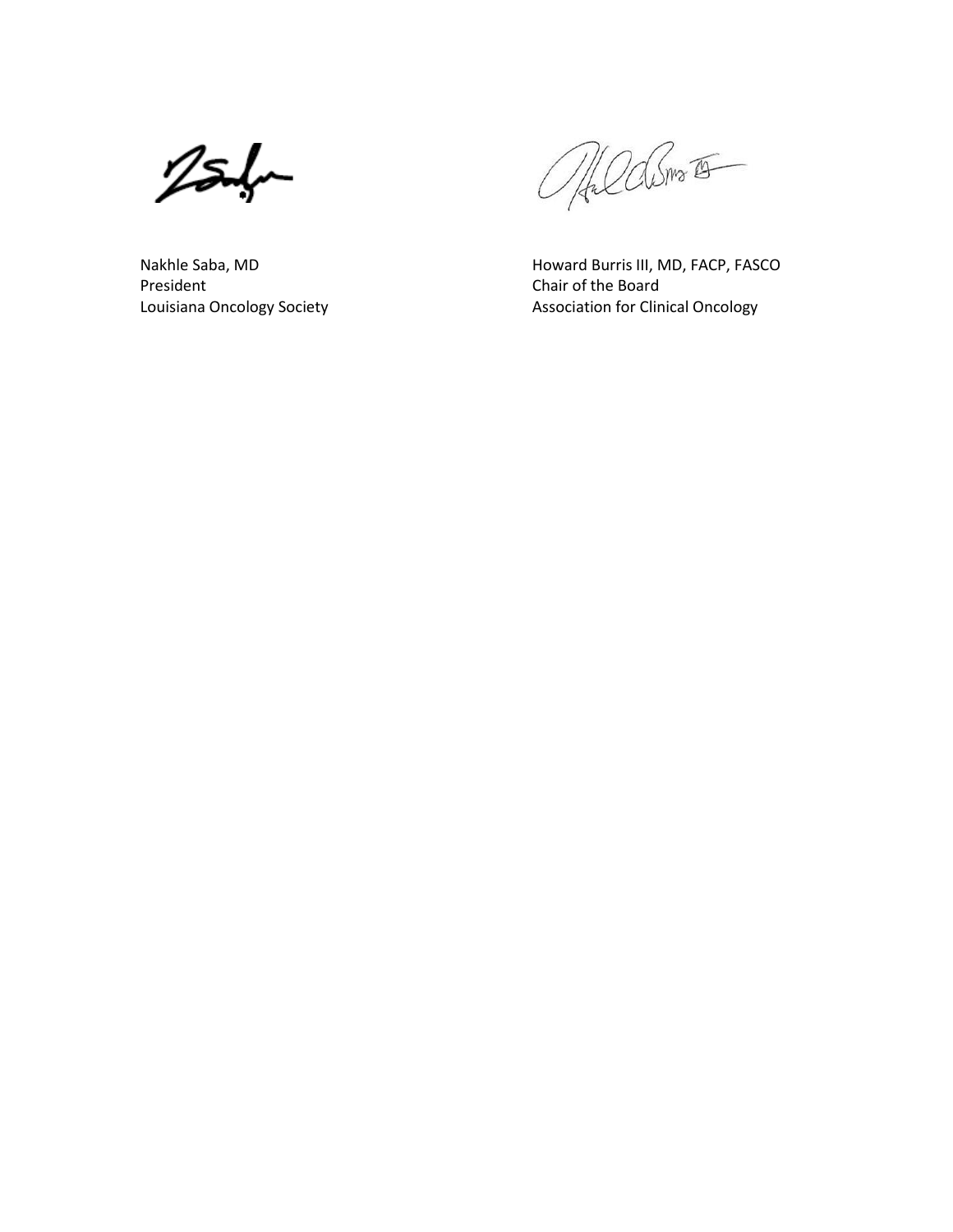Nakhle Saba, MD
President
Louisiana Oncology Society

Howard Burris III, MD, FACP, FASCO
Chair of the Board
Association for Clinical Oncology